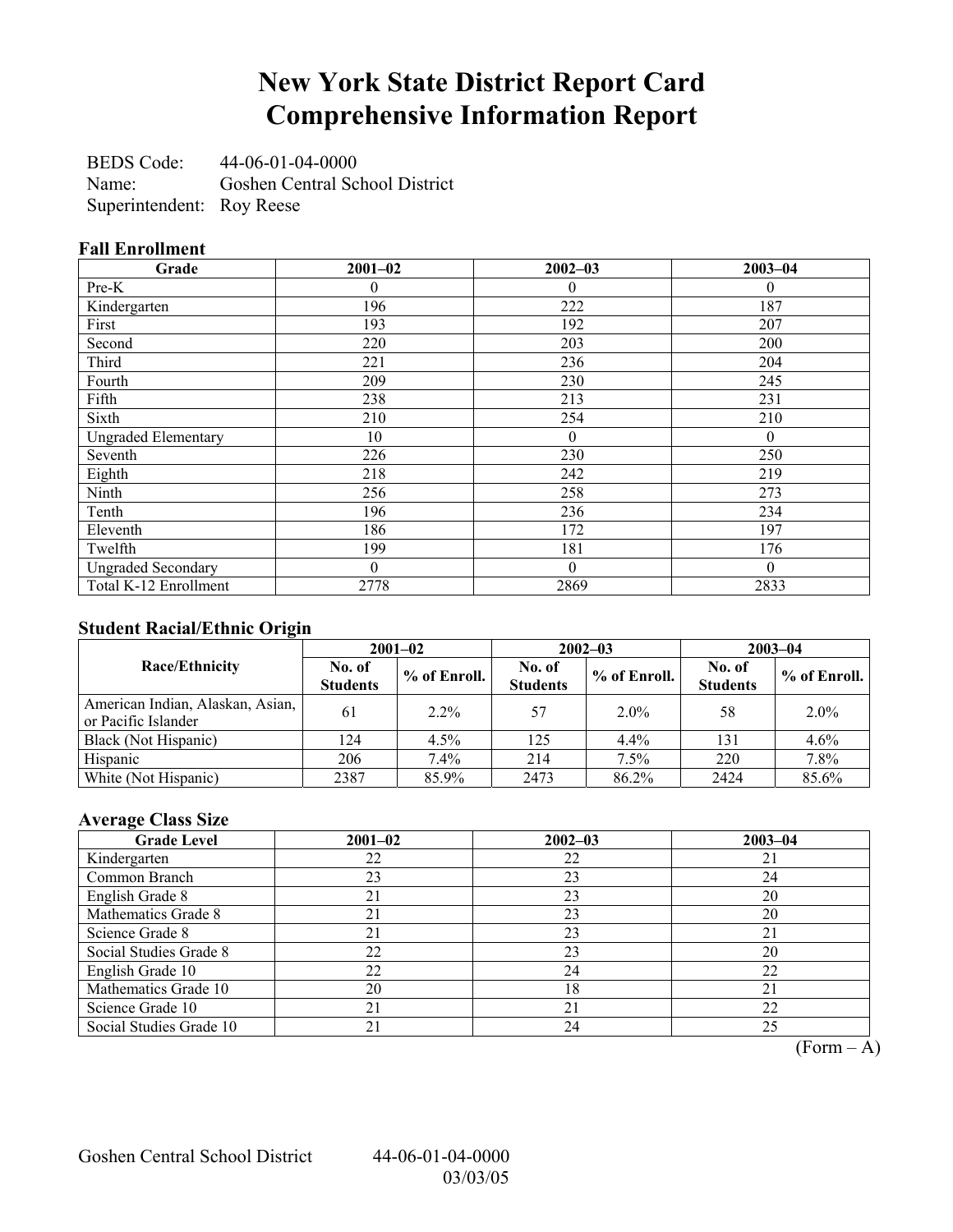# New York State District Report Card
# Comprehensive Information Report

BEDS Code: 44-06-01-04-0000
Name: Goshen Central School District
Superintendent: Roy Reese

### Fall Enrollment

| Grade | 2001–02 | 2002–03 | 2003–04 |
|---|---|---|---|
| Pre-K | 0 | 0 | 0 |
| Kindergarten | 196 | 222 | 187 |
| First | 193 | 192 | 207 |
| Second | 220 | 203 | 200 |
| Third | 221 | 236 | 204 |
| Fourth | 209 | 230 | 245 |
| Fifth | 238 | 213 | 231 |
| Sixth | 210 | 254 | 210 |
| Ungraded Elementary | 10 | 0 | 0 |
| Seventh | 226 | 230 | 250 |
| Eighth | 218 | 242 | 219 |
| Ninth | 256 | 258 | 273 |
| Tenth | 196 | 236 | 234 |
| Eleventh | 186 | 172 | 197 |
| Twelfth | 199 | 181 | 176 |
| Ungraded Secondary | 0 | 0 | 0 |
| Total K-12 Enrollment | 2778 | 2869 | 2833 |

### Student Racial/Ethnic Origin

| Race/Ethnicity | 2001–02 | | 2002–03 | | 2003–04 | |
|---|---|---|---|---|---|---|
| | No. of Students | % of Enroll. | No. of Students | % of Enroll. | No. of Students | % of Enroll. |
| American Indian, Alaskan, Asian, or Pacific Islander | 61 | 2.2% | 57 | 2.0% | 58 | 2.0% |
| Black (Not Hispanic) | 124 | 4.5% | 125 | 4.4% | 131 | 4.6% |
| Hispanic | 206 | 7.4% | 214 | 7.5% | 220 | 7.8% |
| White (Not Hispanic) | 2387 | 85.9% | 2473 | 86.2% | 2424 | 85.6% |

### Average Class Size

| Grade Level | 2001–02 | 2002–03 | 2003–04 |
|---|---|---|---|
| Kindergarten | 22 | 22 | 21 |
| Common Branch | 23 | 23 | 24 |
| English Grade 8 | 21 | 23 | 20 |
| Mathematics Grade 8 | 21 | 23 | 20 |
| Science Grade 8 | 21 | 23 | 21 |
| Social Studies Grade 8 | 22 | 23 | 20 |
| English Grade 10 | 22 | 24 | 22 |
| Mathematics Grade 10 | 20 | 18 | 21 |
| Science Grade 10 | 21 | 21 | 22 |
| Social Studies Grade 10 | 21 | 24 | 25 |

(Form – A)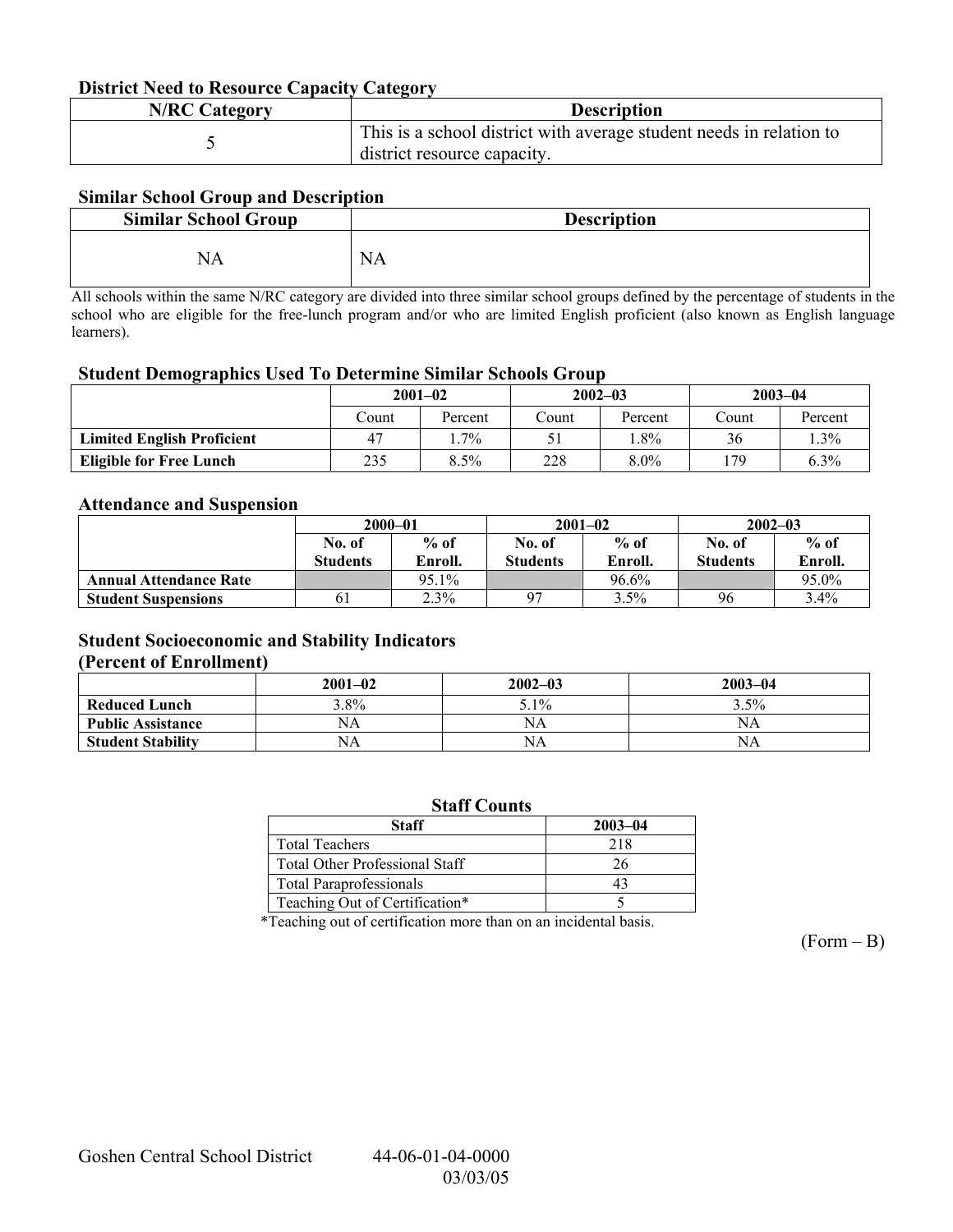### District Need to Resource Capacity Category

| N/RC Category | Description |
|---|---|
| 5 | This is a school district with average student needs in relation to district resource capacity. |

### Similar School Group and Description

| Similar School Group | Description |
|---|---|
| NA | NA |

All schools within the same N/RC category are divided into three similar school groups defined by the percentage of students in the school who are eligible for the free-lunch program and/or who are limited English proficient (also known as English language learners).

### Student Demographics Used To Determine Similar Schools Group

| | 2001–02 | | 2002–03 | | 2003–04 | |
|---|---|---|---|---|---|---|
| | Count | Percent | Count | Percent | Count | Percent |
| **Limited English Proficient** | 47 | 1.7% | 51 | 1.8% | 36 | 1.3% |
| **Eligible for Free Lunch** | 235 | 8.5% | 228 | 8.0% | 179 | 6.3% |

### Attendance and Suspension

| | 2000–01 | | 2001–02 | | 2002–03 | |
|---|---|---|---|---|---|---|
| | No. of Students | % of Enroll. | No. of Students | % of Enroll. | No. of Students | % of Enroll. |
| **Annual Attendance Rate** | | 95.1% | | 96.6% | | 95.0% |
| **Student Suspensions** | 61 | 2.3% | 97 | 3.5% | 96 | 3.4% |

### Student Socioeconomic and Stability Indicators (Percent of Enrollment)

| | 2001–02 | 2002–03 | 2003–04 |
|---|---|---|---|
| **Reduced Lunch** | 3.8% | 5.1% | 3.5% |
| **Public Assistance** | NA | NA | NA |
| **Student Stability** | NA | NA | NA |

### Staff Counts

| Staff | 2003–04 |
|---|---|
| Total Teachers | 218 |
| Total Other Professional Staff | 26 |
| Total Paraprofessionals | 43 |
| Teaching Out of Certification* | 5 |

*Teaching out of certification more than on an incidental basis.

(Form – B)

Goshen Central School District 44-06-01-04-0000
03/03/05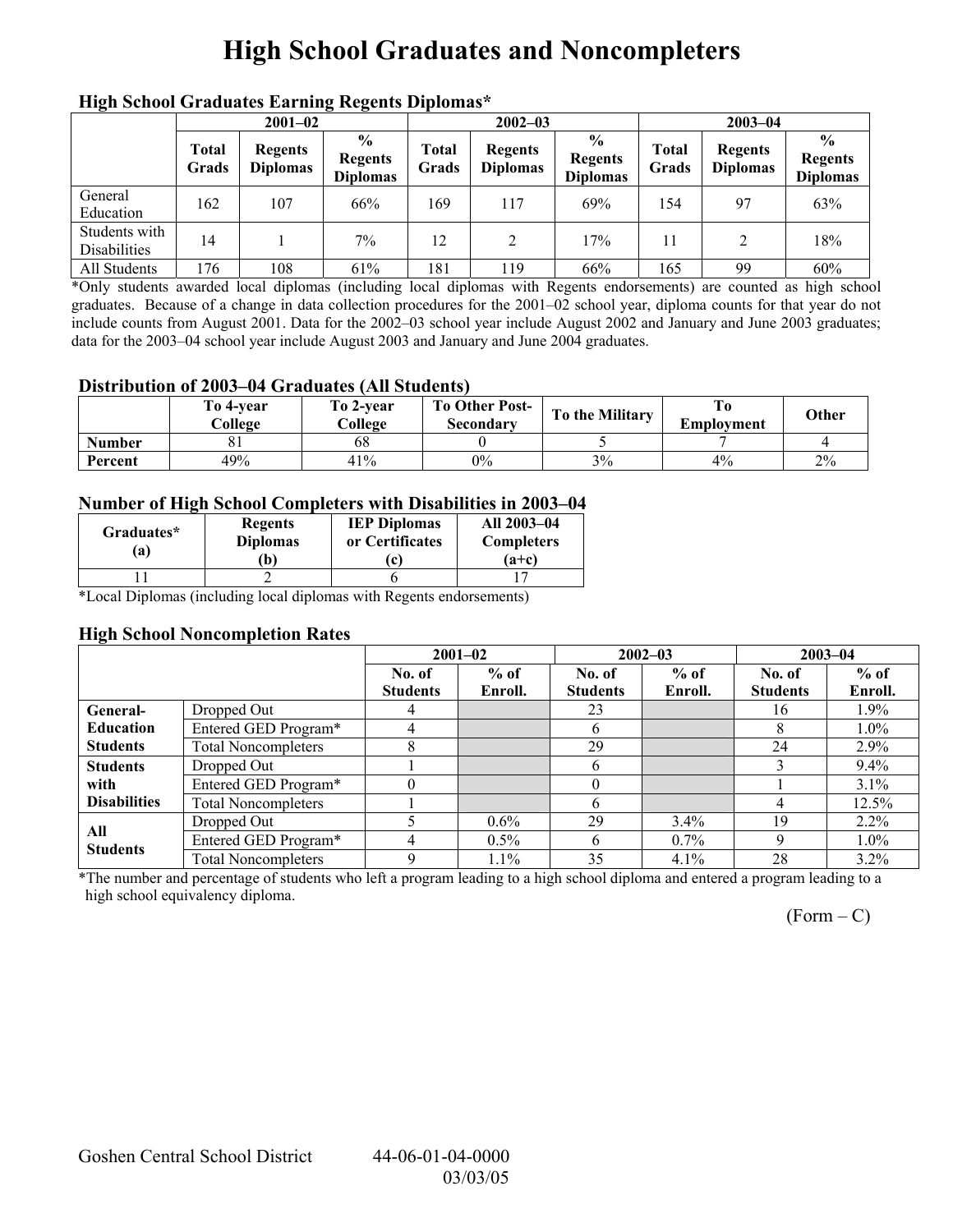# High School Graduates and Noncompleters

### High School Graduates Earning Regents Diplomas*

| | 2001–02 | | | 2002–03 | | | 2003–04 | | |
|---|---|---|---|---|---|---|---|---|---|
| | Total Grads | Regents Diplomas | % Regents Diplomas | Total Grads | Regents Diplomas | % Regents Diplomas | Total Grads | Regents Diplomas | % Regents Diplomas |
| General Education | 162 | 107 | 66% | 169 | 117 | 69% | 154 | 97 | 63% |
| Students with Disabilities | 14 | 1 | 7% | 12 | 2 | 17% | 11 | 2 | 18% |
| All Students | 176 | 108 | 61% | 181 | 119 | 66% | 165 | 99 | 60% |

*Only students awarded local diplomas (including local diplomas with Regents endorsements) are counted as high school graduates. Because of a change in data collection procedures for the 2001–02 school year, diploma counts for that year do not include counts from August 2001. Data for the 2002–03 school year include August 2002 and January and June 2003 graduates; data for the 2003–04 school year include August 2003 and January and June 2004 graduates.

### Distribution of 2003–04 Graduates (All Students)

| | To 4-year College | To 2-year College | To Other Post-Secondary | To the Military | To Employment | Other |
|---|---|---|---|---|---|---|
| Number | 81 | 68 | 0 | 5 | 7 | 4 |
| Percent | 49% | 41% | 0% | 3% | 4% | 2% |

### Number of High School Completers with Disabilities in 2003–04

| Graduates* (a) | Regents Diplomas (b) | IEP Diplomas or Certificates (c) | All 2003–04 Completers (a+c) |
|---|---|---|---|
| 11 | 2 | 6 | 17 |

*Local Diplomas (including local diplomas with Regents endorsements)

### High School Noncompletion Rates

| | | 2001–02 | | 2002–03 | | 2003–04 | |
|---|---|---|---|---|---|---|---|
| | | No. of Students | % of Enroll. | No. of Students | % of Enroll. | No. of Students | % of Enroll. |
| General-Education Students | Dropped Out | 4 | | 23 | | 16 | 1.9% |
| | Entered GED Program* | 4 | | 6 | | 8 | 1.0% |
| | Total Noncompleters | 8 | | 29 | | 24 | 2.9% |
| Students with Disabilities | Dropped Out | 1 | | 6 | | 3 | 9.4% |
| | Entered GED Program* | 0 | | 0 | | 1 | 3.1% |
| | Total Noncompleters | 1 | | 6 | | 4 | 12.5% |
| All Students | Dropped Out | 5 | 0.6% | 29 | 3.4% | 19 | 2.2% |
| | Entered GED Program* | 4 | 0.5% | 6 | 0.7% | 9 | 1.0% |
| | Total Noncompleters | 9 | 1.1% | 35 | 4.1% | 28 | 3.2% |

*The number and percentage of students who left a program leading to a high school diploma and entered a program leading to a high school equivalency diploma.

(Form – C)

Goshen Central School District 44-06-01-04-0000 03/03/05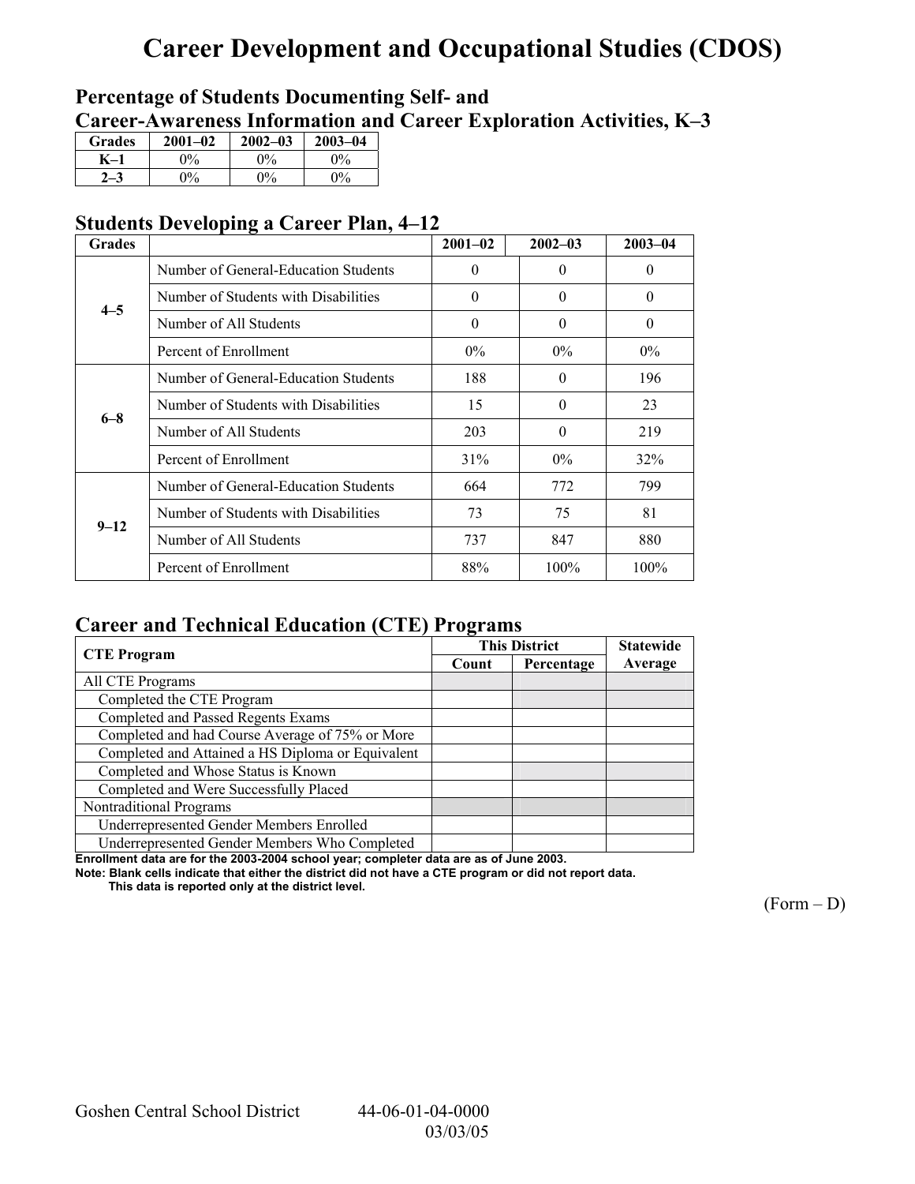# Career Development and Occupational Studies (CDOS)

## Percentage of Students Documenting Self- and Career-Awareness Information and Career Exploration Activities, K–3

| Grades | 2001–02 | 2002–03 | 2003–04 |
|---|---|---|---|
| K–1 | 0% | 0% | 0% |
| 2–3 | 0% | 0% | 0% |

## Students Developing a Career Plan, 4–12

| Grades | | 2001–02 | 2002–03 | 2003–04 |
|---|---|---|---|---|
| 4–5 | Number of General-Education Students | 0 | 0 | 0 |
| | Number of Students with Disabilities | 0 | 0 | 0 |
| | Number of All Students | 0 | 0 | 0 |
| | Percent of Enrollment | 0% | 0% | 0% |
| 6–8 | Number of General-Education Students | 188 | 0 | 196 |
| | Number of Students with Disabilities | 15 | 0 | 23 |
| | Number of All Students | 203 | 0 | 219 |
| | Percent of Enrollment | 31% | 0% | 32% |
| 9–12 | Number of General-Education Students | 664 | 772 | 799 |
| | Number of Students with Disabilities | 73 | 75 | 81 |
| | Number of All Students | 737 | 847 | 880 |
| | Percent of Enrollment | 88% | 100% | 100% |

## Career and Technical Education (CTE) Programs

| CTE Program | This District | | Statewide |
|---|---|---|---|
| | Count | Percentage | Average |
| All CTE Programs | | | |
| Completed the CTE Program | | | |
| Completed and Passed Regents Exams | | | |
| Completed and had Course Average of 75% or More | | | |
| Completed and Attained a HS Diploma or Equivalent | | | |
| Completed and Whose Status is Known | | | |
| Completed and Were Successfully Placed | | | |
| Nontraditional Programs | | | |
| Underrepresented Gender Members Enrolled | | | |
| Underrepresented Gender Members Who Completed | | | |

**Enrollment data are for the 2003-2004 school year; completer data are as of June 2003.**

**Note: Blank cells indicate that either the district did not have a CTE program or did not report data. This data is reported only at the district level.**

(Form – D)

Goshen Central School District 44-06-01-04-0000
03/03/05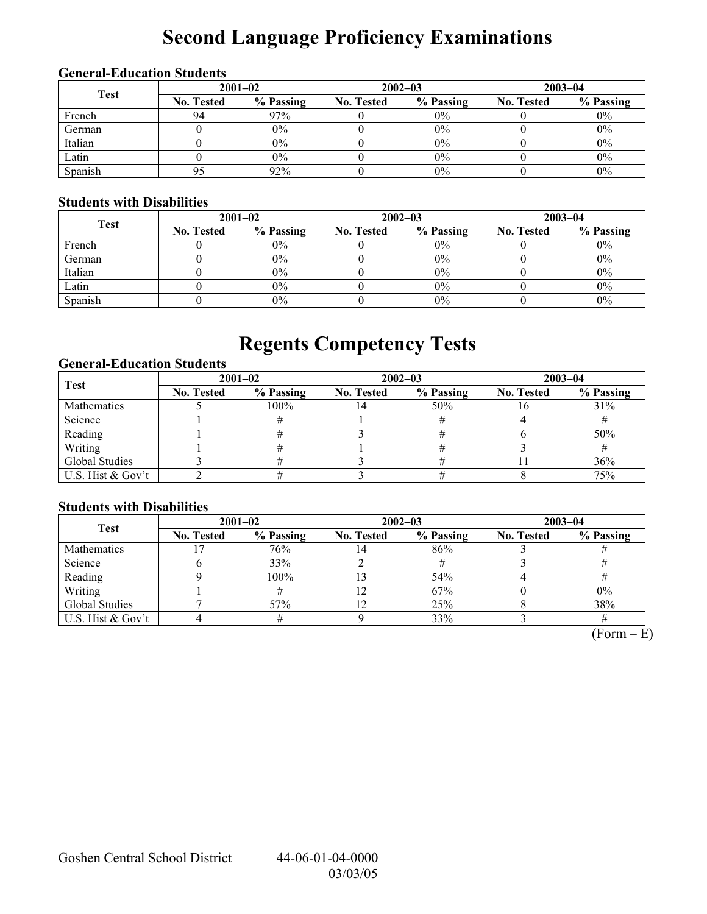# Second Language Proficiency Examinations

### General-Education Students

| Test | 2001–02 | | 2002–03 | | 2003–04 | |
|---|---|---|---|---|---|---|
| | No. Tested | % Passing | No. Tested | % Passing | No. Tested | % Passing |
| French | 94 | 97% | 0 | 0% | 0 | 0% |
| German | 0 | 0% | 0 | 0% | 0 | 0% |
| Italian | 0 | 0% | 0 | 0% | 0 | 0% |
| Latin | 0 | 0% | 0 | 0% | 0 | 0% |
| Spanish | 95 | 92% | 0 | 0% | 0 | 0% |

### Students with Disabilities

| Test | 2001–02 | | 2002–03 | | 2003–04 | |
|---|---|---|---|---|---|---|
| | No. Tested | % Passing | No. Tested | % Passing | No. Tested | % Passing |
| French | 0 | 0% | 0 | 0% | 0 | 0% |
| German | 0 | 0% | 0 | 0% | 0 | 0% |
| Italian | 0 | 0% | 0 | 0% | 0 | 0% |
| Latin | 0 | 0% | 0 | 0% | 0 | 0% |
| Spanish | 0 | 0% | 0 | 0% | 0 | 0% |

# Regents Competency Tests

### General-Education Students

| Test | 2001–02 | | 2002–03 | | 2003–04 | |
|---|---|---|---|---|---|---|
| | No. Tested | % Passing | No. Tested | % Passing | No. Tested | % Passing |
| Mathematics | 5 | 100% | 14 | 50% | 16 | 31% |
| Science | 1 | # | 1 | # | 4 | # |
| Reading | 1 | # | 3 | # | 6 | 50% |
| Writing | 1 | # | 1 | # | 3 | # |
| Global Studies | 3 | # | 3 | # | 11 | 36% |
| U.S. Hist & Gov't | 2 | # | 3 | # | 8 | 75% |

### Students with Disabilities

| Test | 2001–02 | | 2002–03 | | 2003–04 | |
|---|---|---|---|---|---|---|
| | No. Tested | % Passing | No. Tested | % Passing | No. Tested | % Passing |
| Mathematics | 17 | 76% | 14 | 86% | 3 | # |
| Science | 6 | 33% | 2 | # | 3 | # |
| Reading | 9 | 100% | 13 | 54% | 4 | # |
| Writing | 1 | # | 12 | 67% | 0 | 0% |
| Global Studies | 7 | 57% | 12 | 25% | 8 | 38% |
| U.S. Hist & Gov't | 4 | # | 9 | 33% | 3 | # |

(Form – E)

Goshen Central School District 44-06-01-04-0000
03/03/05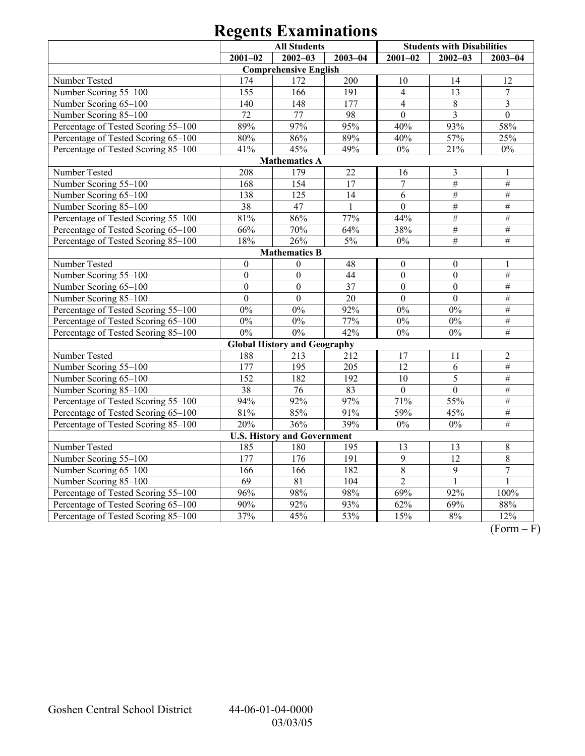# Regents Examinations

| | All Students | | | Students with Disabilities | | |
|---|---|---|---|---|---|---|
| | 2001–02 | 2002–03 | 2003–04 | 2001–02 | 2002–03 | 2003–04 |
| **Comprehensive English** | | | | | | |
| Number Tested | 174 | 172 | 200 | 10 | 14 | 12 |
| Number Scoring 55–100 | 155 | 166 | 191 | 4 | 13 | 7 |
| Number Scoring 65–100 | 140 | 148 | 177 | 4 | 8 | 3 |
| Number Scoring 85–100 | 72 | 77 | 98 | 0 | 3 | 0 |
| Percentage of Tested Scoring 55–100 | 89% | 97% | 95% | 40% | 93% | 58% |
| Percentage of Tested Scoring 65–100 | 80% | 86% | 89% | 40% | 57% | 25% |
| Percentage of Tested Scoring 85–100 | 41% | 45% | 49% | 0% | 21% | 0% |
| **Mathematics A** | | | | | | |
| Number Tested | 208 | 179 | 22 | 16 | 3 | 1 |
| Number Scoring 55–100 | 168 | 154 | 17 | 7 | # | # |
| Number Scoring 65–100 | 138 | 125 | 14 | 6 | # | # |
| Number Scoring 85–100 | 38 | 47 | 1 | 0 | # | # |
| Percentage of Tested Scoring 55–100 | 81% | 86% | 77% | 44% | # | # |
| Percentage of Tested Scoring 65–100 | 66% | 70% | 64% | 38% | # | # |
| Percentage of Tested Scoring 85–100 | 18% | 26% | 5% | 0% | # | # |
| **Mathematics B** | | | | | | |
| Number Tested | 0 | 0 | 48 | 0 | 0 | 1 |
| Number Scoring 55–100 | 0 | 0 | 44 | 0 | 0 | # |
| Number Scoring 65–100 | 0 | 0 | 37 | 0 | 0 | # |
| Number Scoring 85–100 | 0 | 0 | 20 | 0 | 0 | # |
| Percentage of Tested Scoring 55–100 | 0% | 0% | 92% | 0% | 0% | # |
| Percentage of Tested Scoring 65–100 | 0% | 0% | 77% | 0% | 0% | # |
| Percentage of Tested Scoring 85–100 | 0% | 0% | 42% | 0% | 0% | # |
| **Global History and Geography** | | | | | | |
| Number Tested | 188 | 213 | 212 | 17 | 11 | 2 |
| Number Scoring 55–100 | 177 | 195 | 205 | 12 | 6 | # |
| Number Scoring 65–100 | 152 | 182 | 192 | 10 | 5 | # |
| Number Scoring 85–100 | 38 | 76 | 83 | 0 | 0 | # |
| Percentage of Tested Scoring 55–100 | 94% | 92% | 97% | 71% | 55% | # |
| Percentage of Tested Scoring 65–100 | 81% | 85% | 91% | 59% | 45% | # |
| Percentage of Tested Scoring 85–100 | 20% | 36% | 39% | 0% | 0% | # |
| **U.S. History and Government** | | | | | | |
| Number Tested | 185 | 180 | 195 | 13 | 13 | 8 |
| Number Scoring 55–100 | 177 | 176 | 191 | 9 | 12 | 8 |
| Number Scoring 65–100 | 166 | 166 | 182 | 8 | 9 | 7 |
| Number Scoring 85–100 | 69 | 81 | 104 | 2 | 1 | 1 |
| Percentage of Tested Scoring 55–100 | 96% | 98% | 98% | 69% | 92% | 100% |
| Percentage of Tested Scoring 65–100 | 90% | 92% | 93% | 62% | 69% | 88% |
| Percentage of Tested Scoring 85–100 | 37% | 45% | 53% | 15% | 8% | 12% |

(Form – F)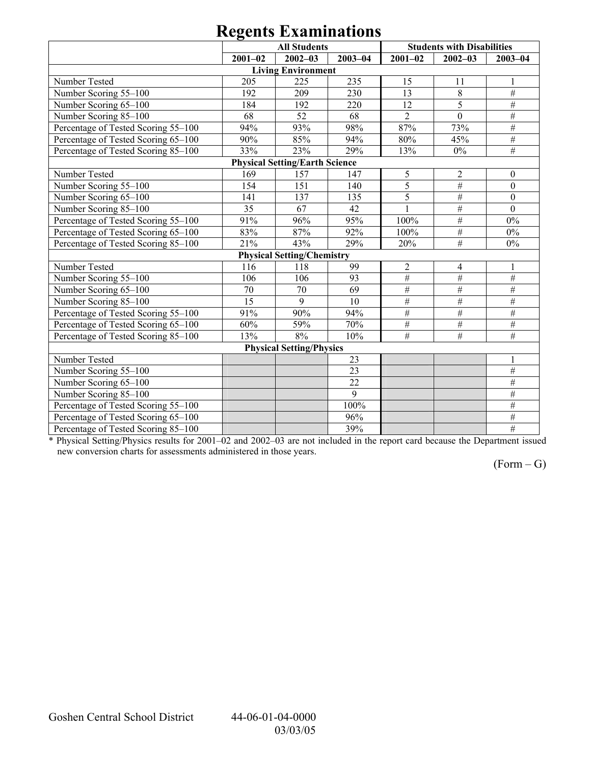# Regents Examinations

| | All Students | | | Students with Disabilities | | |
|---|---|---|---|---|---|---|
| | 2001–02 | 2002–03 | 2003–04 | 2001–02 | 2002–03 | 2003–04 |
| **Living Environment** | | | | | | |
| Number Tested | 205 | 225 | 235 | 15 | 11 | 1 |
| Number Scoring 55–100 | 192 | 209 | 230 | 13 | 8 | # |
| Number Scoring 65–100 | 184 | 192 | 220 | 12 | 5 | # |
| Number Scoring 85–100 | 68 | 52 | 68 | 2 | 0 | # |
| Percentage of Tested Scoring 55–100 | 94% | 93% | 98% | 87% | 73% | # |
| Percentage of Tested Scoring 65–100 | 90% | 85% | 94% | 80% | 45% | # |
| Percentage of Tested Scoring 85–100 | 33% | 23% | 29% | 13% | 0% | # |
| **Physical Setting/Earth Science** | | | | | | |
| Number Tested | 169 | 157 | 147 | 5 | 2 | 0 |
| Number Scoring 55–100 | 154 | 151 | 140 | 5 | # | 0 |
| Number Scoring 65–100 | 141 | 137 | 135 | 5 | # | 0 |
| Number Scoring 85–100 | 35 | 67 | 42 | 1 | # | 0 |
| Percentage of Tested Scoring 55–100 | 91% | 96% | 95% | 100% | # | 0% |
| Percentage of Tested Scoring 65–100 | 83% | 87% | 92% | 100% | # | 0% |
| Percentage of Tested Scoring 85–100 | 21% | 43% | 29% | 20% | # | 0% |
| **Physical Setting/Chemistry** | | | | | | |
| Number Tested | 116 | 118 | 99 | 2 | 4 | 1 |
| Number Scoring 55–100 | 106 | 106 | 93 | # | # | # |
| Number Scoring 65–100 | 70 | 70 | 69 | # | # | # |
| Number Scoring 85–100 | 15 | 9 | 10 | # | # | # |
| Percentage of Tested Scoring 55–100 | 91% | 90% | 94% | # | # | # |
| Percentage of Tested Scoring 65–100 | 60% | 59% | 70% | # | # | # |
| Percentage of Tested Scoring 85–100 | 13% | 8% | 10% | # | # | # |
| **Physical Setting/Physics** | | | | | | |
| Number Tested | | | 23 | | | 1 |
| Number Scoring 55–100 | | | 23 | | | # |
| Number Scoring 65–100 | | | 22 | | | # |
| Number Scoring 85–100 | | | 9 | | | # |
| Percentage of Tested Scoring 55–100 | | | 100% | | | # |
| Percentage of Tested Scoring 65–100 | | | 96% | | | # |
| Percentage of Tested Scoring 85–100 | | | 39% | | | # |

* Physical Setting/Physics results for 2001–02 and 2002–03 are not included in the report card because the Department issued new conversion charts for assessments administered in those years.

(Form – G)

Goshen Central School District 44-06-01-04-0000 03/03/05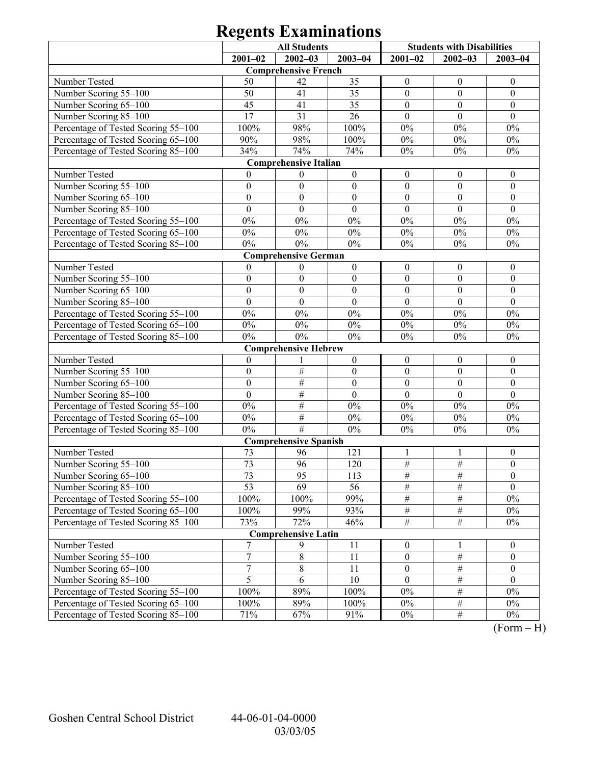# Regents Examinations

| | All Students | | | Students with Disabilities | | |
|---|---|---|---|---|---|---|
| | 2001–02 | 2002–03 | 2003–04 | 2001–02 | 2002–03 | 2003–04 |
| **Comprehensive French** | | | | | | |
| Number Tested | 50 | 42 | 35 | 0 | 0 | 0 |
| Number Scoring 55–100 | 50 | 41 | 35 | 0 | 0 | 0 |
| Number Scoring 65–100 | 45 | 41 | 35 | 0 | 0 | 0 |
| Number Scoring 85–100 | 17 | 31 | 26 | 0 | 0 | 0 |
| Percentage of Tested Scoring 55–100 | 100% | 98% | 100% | 0% | 0% | 0% |
| Percentage of Tested Scoring 65–100 | 90% | 98% | 100% | 0% | 0% | 0% |
| Percentage of Tested Scoring 85–100 | 34% | 74% | 74% | 0% | 0% | 0% |
| **Comprehensive Italian** | | | | | | |
| Number Tested | 0 | 0 | 0 | 0 | 0 | 0 |
| Number Scoring 55–100 | 0 | 0 | 0 | 0 | 0 | 0 |
| Number Scoring 65–100 | 0 | 0 | 0 | 0 | 0 | 0 |
| Number Scoring 85–100 | 0 | 0 | 0 | 0 | 0 | 0 |
| Percentage of Tested Scoring 55–100 | 0% | 0% | 0% | 0% | 0% | 0% |
| Percentage of Tested Scoring 65–100 | 0% | 0% | 0% | 0% | 0% | 0% |
| Percentage of Tested Scoring 85–100 | 0% | 0% | 0% | 0% | 0% | 0% |
| **Comprehensive German** | | | | | | |
| Number Tested | 0 | 0 | 0 | 0 | 0 | 0 |
| Number Scoring 55–100 | 0 | 0 | 0 | 0 | 0 | 0 |
| Number Scoring 65–100 | 0 | 0 | 0 | 0 | 0 | 0 |
| Number Scoring 85–100 | 0 | 0 | 0 | 0 | 0 | 0 |
| Percentage of Tested Scoring 55–100 | 0% | 0% | 0% | 0% | 0% | 0% |
| Percentage of Tested Scoring 65–100 | 0% | 0% | 0% | 0% | 0% | 0% |
| Percentage of Tested Scoring 85–100 | 0% | 0% | 0% | 0% | 0% | 0% |
| **Comprehensive Hebrew** | | | | | | |
| Number Tested | 0 | 1 | 0 | 0 | 0 | 0 |
| Number Scoring 55–100 | 0 | # | 0 | 0 | 0 | 0 |
| Number Scoring 65–100 | 0 | # | 0 | 0 | 0 | 0 |
| Number Scoring 85–100 | 0 | # | 0 | 0 | 0 | 0 |
| Percentage of Tested Scoring 55–100 | 0% | # | 0% | 0% | 0% | 0% |
| Percentage of Tested Scoring 65–100 | 0% | # | 0% | 0% | 0% | 0% |
| Percentage of Tested Scoring 85–100 | 0% | # | 0% | 0% | 0% | 0% |
| **Comprehensive Spanish** | | | | | | |
| Number Tested | 73 | 96 | 121 | 1 | 1 | 0 |
| Number Scoring 55–100 | 73 | 96 | 120 | # | # | 0 |
| Number Scoring 65–100 | 73 | 95 | 113 | # | # | 0 |
| Number Scoring 85–100 | 53 | 69 | 56 | # | # | 0 |
| Percentage of Tested Scoring 55–100 | 100% | 100% | 99% | # | # | 0% |
| Percentage of Tested Scoring 65–100 | 100% | 99% | 93% | # | # | 0% |
| Percentage of Tested Scoring 85–100 | 73% | 72% | 46% | # | # | 0% |
| **Comprehensive Latin** | | | | | | |
| Number Tested | 7 | 9 | 11 | 0 | 1 | 0 |
| Number Scoring 55–100 | 7 | 8 | 11 | 0 | # | 0 |
| Number Scoring 65–100 | 7 | 8 | 11 | 0 | # | 0 |
| Number Scoring 85–100 | 5 | 6 | 10 | 0 | # | 0 |
| Percentage of Tested Scoring 55–100 | 100% | 89% | 100% | 0% | # | 0% |
| Percentage of Tested Scoring 65–100 | 100% | 89% | 100% | 0% | # | 0% |
| Percentage of Tested Scoring 85–100 | 71% | 67% | 91% | 0% | # | 0% |

(Form – H)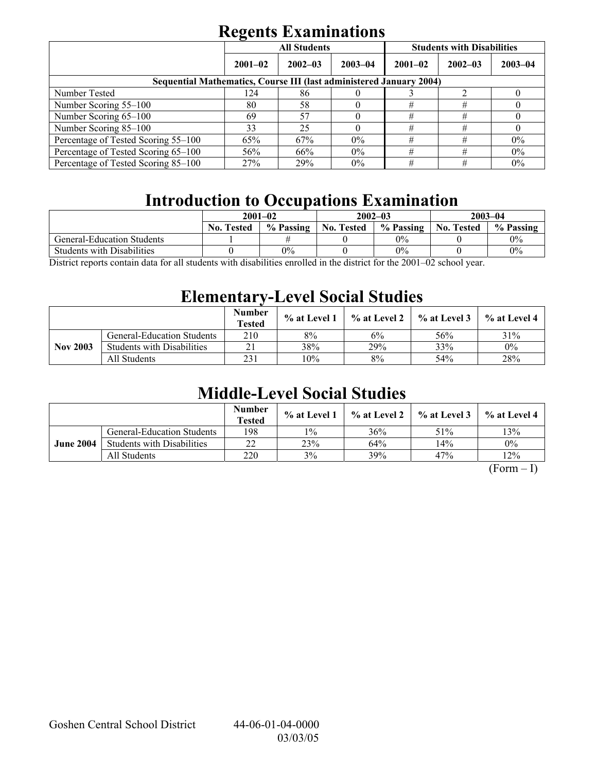# Regents Examinations

| | All Students | | | Students with Disabilities | | |
|---|---|---|---|---|---|---|
| | 2001–02 | 2002–03 | 2003–04 | 2001–02 | 2002–03 | 2003–04 |
| **Sequential Mathematics, Course III (last administered January 2004)** | | | | | | |
| Number Tested | 124 | 86 | 0 | 3 | 2 | 0 |
| Number Scoring 55–100 | 80 | 58 | 0 | # | # | 0 |
| Number Scoring 65–100 | 69 | 57 | 0 | # | # | 0 |
| Number Scoring 85–100 | 33 | 25 | 0 | # | # | 0 |
| Percentage of Tested Scoring 55–100 | 65% | 67% | 0% | # | # | 0% |
| Percentage of Tested Scoring 65–100 | 56% | 66% | 0% | # | # | 0% |
| Percentage of Tested Scoring 85–100 | 27% | 29% | 0% | # | # | 0% |

# Introduction to Occupations Examination

| | 2001–02 | | 2002–03 | | 2003–04 | |
|---|---|---|---|---|---|---|
| | No. Tested | % Passing | No. Tested | % Passing | No. Tested | % Passing |
| General-Education Students | 1 | # | 0 | 0% | 0 | 0% |
| Students with Disabilities | 0 | 0% | 0 | 0% | 0 | 0% |

District reports contain data for all students with disabilities enrolled in the district for the 2001–02 school year.

# Elementary-Level Social Studies

| | | Number Tested | % at Level 1 | % at Level 2 | % at Level 3 | % at Level 4 |
|---|---|---|---|---|---|---|
| **Nov 2003** | General-Education Students | 210 | 8% | 6% | 56% | 31% |
| | Students with Disabilities | 21 | 38% | 29% | 33% | 0% |
| | All Students | 231 | 10% | 8% | 54% | 28% |

# Middle-Level Social Studies

| | | Number Tested | % at Level 1 | % at Level 2 | % at Level 3 | % at Level 4 |
|---|---|---|---|---|---|---|
| **June 2004** | General-Education Students | 198 | 1% | 36% | 51% | 13% |
| | Students with Disabilities | 22 | 23% | 64% | 14% | 0% |
| | All Students | 220 | 3% | 39% | 47% | 12% |

(Form – I)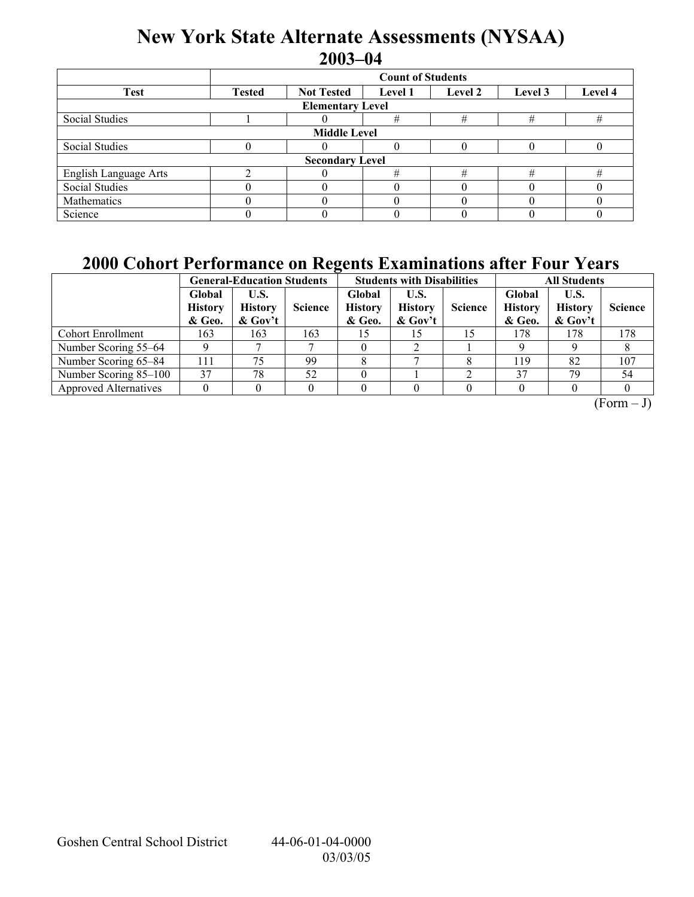# New York State Alternate Assessments (NYSAA)

## 2003–04

| Test | Count of Students | | | | | |
|---|---|---|---|---|---|---|
| | Tested | Not Tested | Level 1 | Level 2 | Level 3 | Level 4 |
| **Elementary Level** | | | | | | |
| Social Studies | 1 | 0 | # | # | # | # |
| **Middle Level** | | | | | | |
| Social Studies | 0 | 0 | 0 | 0 | 0 | 0 |
| **Secondary Level** | | | | | | |
| English Language Arts | 2 | 0 | # | # | # | # |
| Social Studies | 0 | 0 | 0 | 0 | 0 | 0 |
| Mathematics | 0 | 0 | 0 | 0 | 0 | 0 |
| Science | 0 | 0 | 0 | 0 | 0 | 0 |

## 2000 Cohort Performance on Regents Examinations after Four Years

| | General-Education Students | | | Students with Disabilities | | | All Students | | |
|---|---|---|---|---|---|---|---|---|---|
| | Global History & Geo. | U.S. History & Gov't | Science | Global History & Geo. | U.S. History & Gov't | Science | Global History & Geo. | U.S. History & Gov't | Science |
| Cohort Enrollment | 163 | 163 | 163 | 15 | 15 | 15 | 178 | 178 | 178 |
| Number Scoring 55–64 | 9 | 7 | 7 | 0 | 2 | 1 | 9 | 9 | 8 |
| Number Scoring 65–84 | 111 | 75 | 99 | 8 | 7 | 8 | 119 | 82 | 107 |
| Number Scoring 85–100 | 37 | 78 | 52 | 0 | 1 | 2 | 37 | 79 | 54 |
| Approved Alternatives | 0 | 0 | 0 | 0 | 0 | 0 | 0 | 0 | 0 |

(Form – J)

Goshen Central School District 44-06-01-04-0000 03/03/05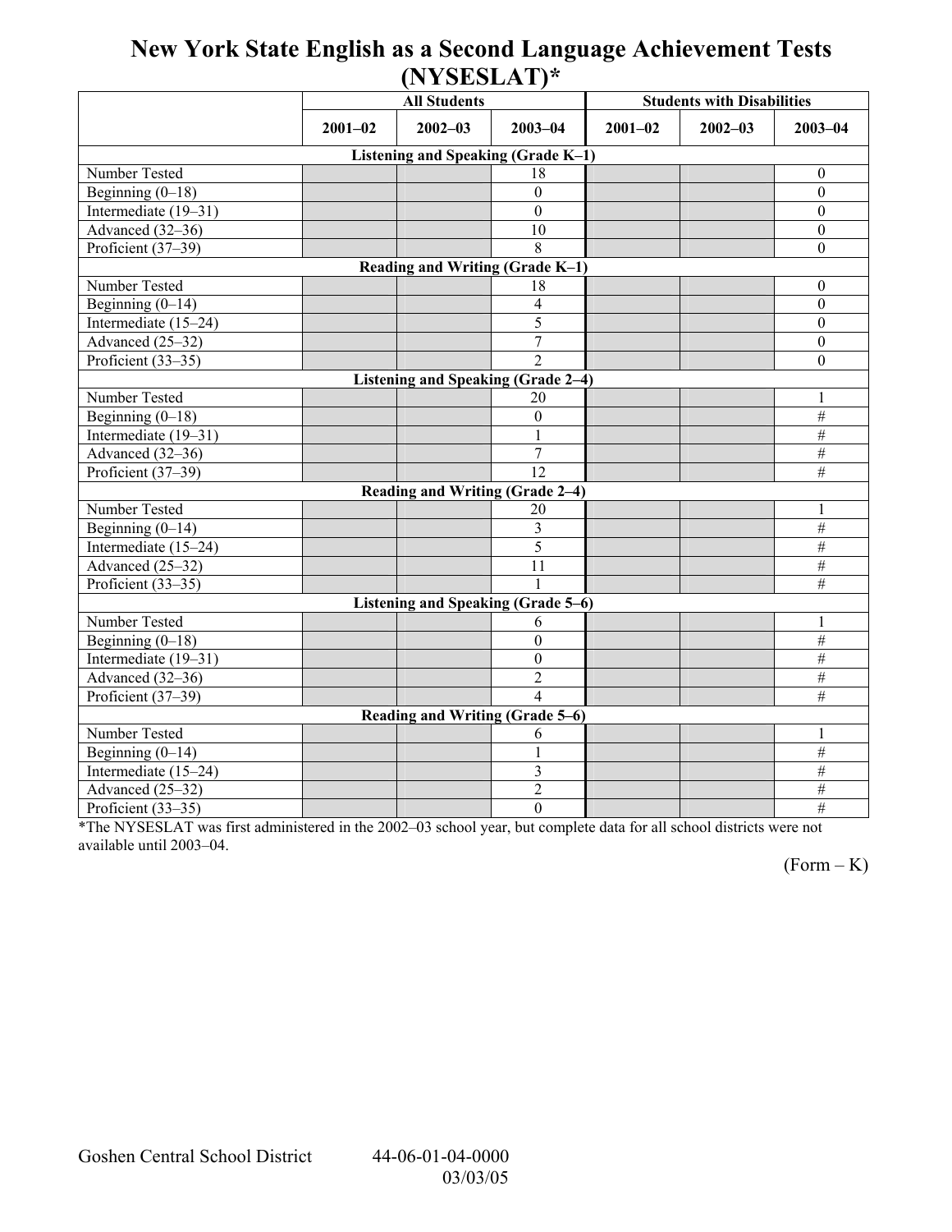# New York State English as a Second Language Achievement Tests (NYSESLAT)*

| | All Students | | | Students with Disabilities | | |
|---|---|---|---|---|---|---|
| | 2001–02 | 2002–03 | 2003–04 | 2001–02 | 2002–03 | 2003–04 |
| **Listening and Speaking (Grade K–1)** | | | | | | |
| Number Tested | | | 18 | | | 0 |
| Beginning (0–18) | | | 0 | | | 0 |
| Intermediate (19–31) | | | 0 | | | 0 |
| Advanced (32–36) | | | 10 | | | 0 |
| Proficient (37–39) | | | 8 | | | 0 |
| **Reading and Writing (Grade K–1)** | | | | | | |
| Number Tested | | | 18 | | | 0 |
| Beginning (0–14) | | | 4 | | | 0 |
| Intermediate (15–24) | | | 5 | | | 0 |
| Advanced (25–32) | | | 7 | | | 0 |
| Proficient (33–35) | | | 2 | | | 0 |
| **Listening and Speaking (Grade 2–4)** | | | | | | |
| Number Tested | | | 20 | | | 1 |
| Beginning (0–18) | | | 0 | | | # |
| Intermediate (19–31) | | | 1 | | | # |
| Advanced (32–36) | | | 7 | | | # |
| Proficient (37–39) | | | 12 | | | # |
| **Reading and Writing (Grade 2–4)** | | | | | | |
| Number Tested | | | 20 | | | 1 |
| Beginning (0–14) | | | 3 | | | # |
| Intermediate (15–24) | | | 5 | | | # |
| Advanced (25–32) | | | 11 | | | # |
| Proficient (33–35) | | | 1 | | | # |
| **Listening and Speaking (Grade 5–6)** | | | | | | |
| Number Tested | | | 6 | | | 1 |
| Beginning (0–18) | | | 0 | | | # |
| Intermediate (19–31) | | | 0 | | | # |
| Advanced (32–36) | | | 2 | | | # |
| Proficient (37–39) | | | 4 | | | # |
| **Reading and Writing (Grade 5–6)** | | | | | | |
| Number Tested | | | 6 | | | 1 |
| Beginning (0–14) | | | 1 | | | # |
| Intermediate (15–24) | | | 3 | | | # |
| Advanced (25–32) | | | 2 | | | # |
| Proficient (33–35) | | | 0 | | | # |

*The NYSESLAT was first administered in the 2002–03 school year, but complete data for all school districts were not available until 2003–04.

(Form – K)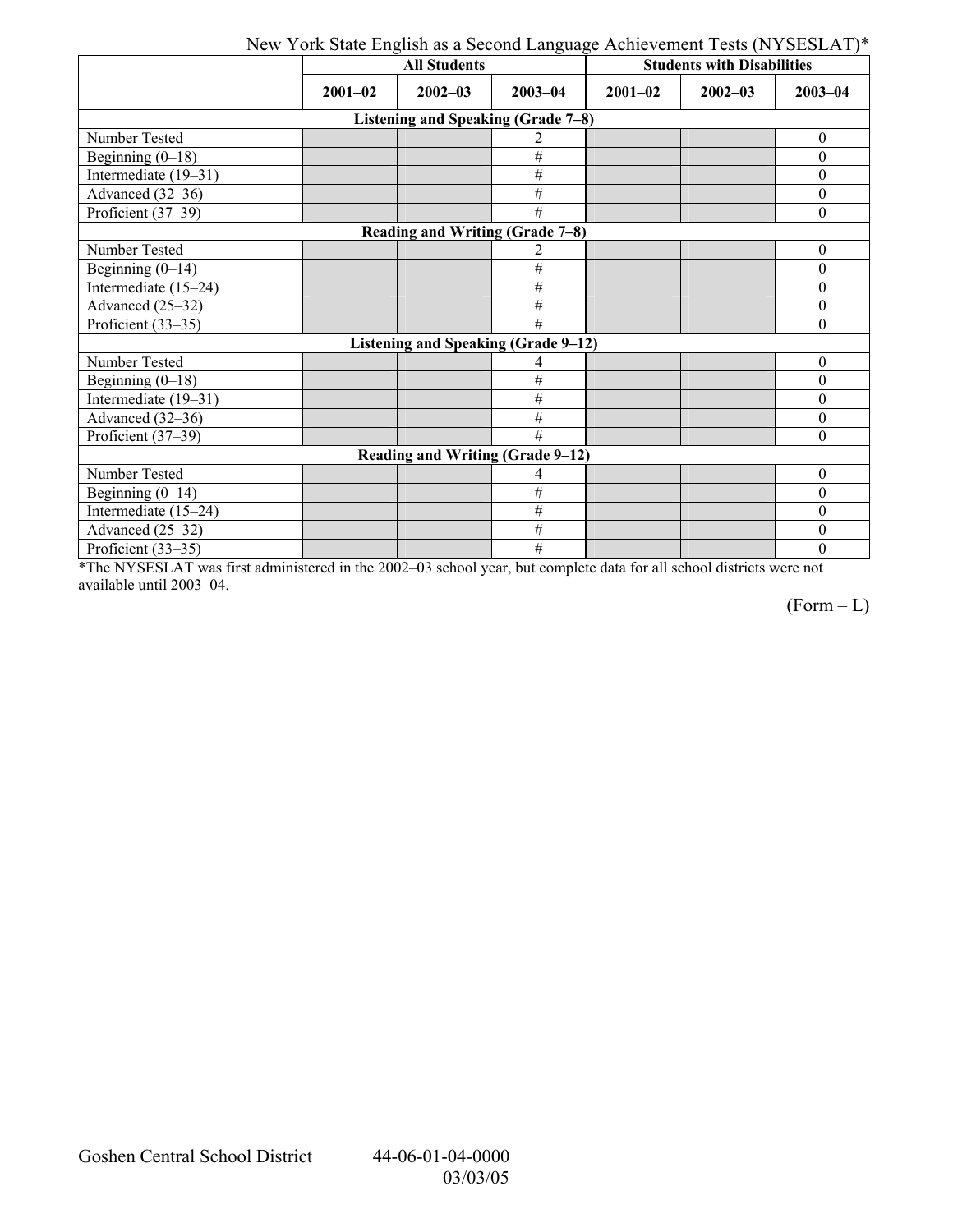New York State English as a Second Language Achievement Tests (NYSESLAT)*

| | All Students | | | Students with Disabilities | | |
|---|---|---|---|---|---|---|
| | 2001–02 | 2002–03 | 2003–04 | 2001–02 | 2002–03 | 2003–04 |
| **Listening and Speaking (Grade 7–8)** | | | | | | |
| Number Tested | | | 2 | | | 0 |
| Beginning (0–18) | | | # | | | 0 |
| Intermediate (19–31) | | | # | | | 0 |
| Advanced (32–36) | | | # | | | 0 |
| Proficient (37–39) | | | # | | | 0 |
| **Reading and Writing (Grade 7–8)** | | | | | | |
| Number Tested | | | 2 | | | 0 |
| Beginning (0–14) | | | # | | | 0 |
| Intermediate (15–24) | | | # | | | 0 |
| Advanced (25–32) | | | # | | | 0 |
| Proficient (33–35) | | | # | | | 0 |
| **Listening and Speaking (Grade 9–12)** | | | | | | |
| Number Tested | | | 4 | | | 0 |
| Beginning (0–18) | | | # | | | 0 |
| Intermediate (19–31) | | | # | | | 0 |
| Advanced (32–36) | | | # | | | 0 |
| Proficient (37–39) | | | # | | | 0 |
| **Reading and Writing (Grade 9–12)** | | | | | | |
| Number Tested | | | 4 | | | 0 |
| Beginning (0–14) | | | # | | | 0 |
| Intermediate (15–24) | | | # | | | 0 |
| Advanced (25–32) | | | # | | | 0 |
| Proficient (33–35) | | | # | | | 0 |

*The NYSESLAT was first administered in the 2002–03 school year, but complete data for all school districts were not available until 2003–04.

(Form – L)

Goshen Central School District 44-06-01-04-0000 03/03/05